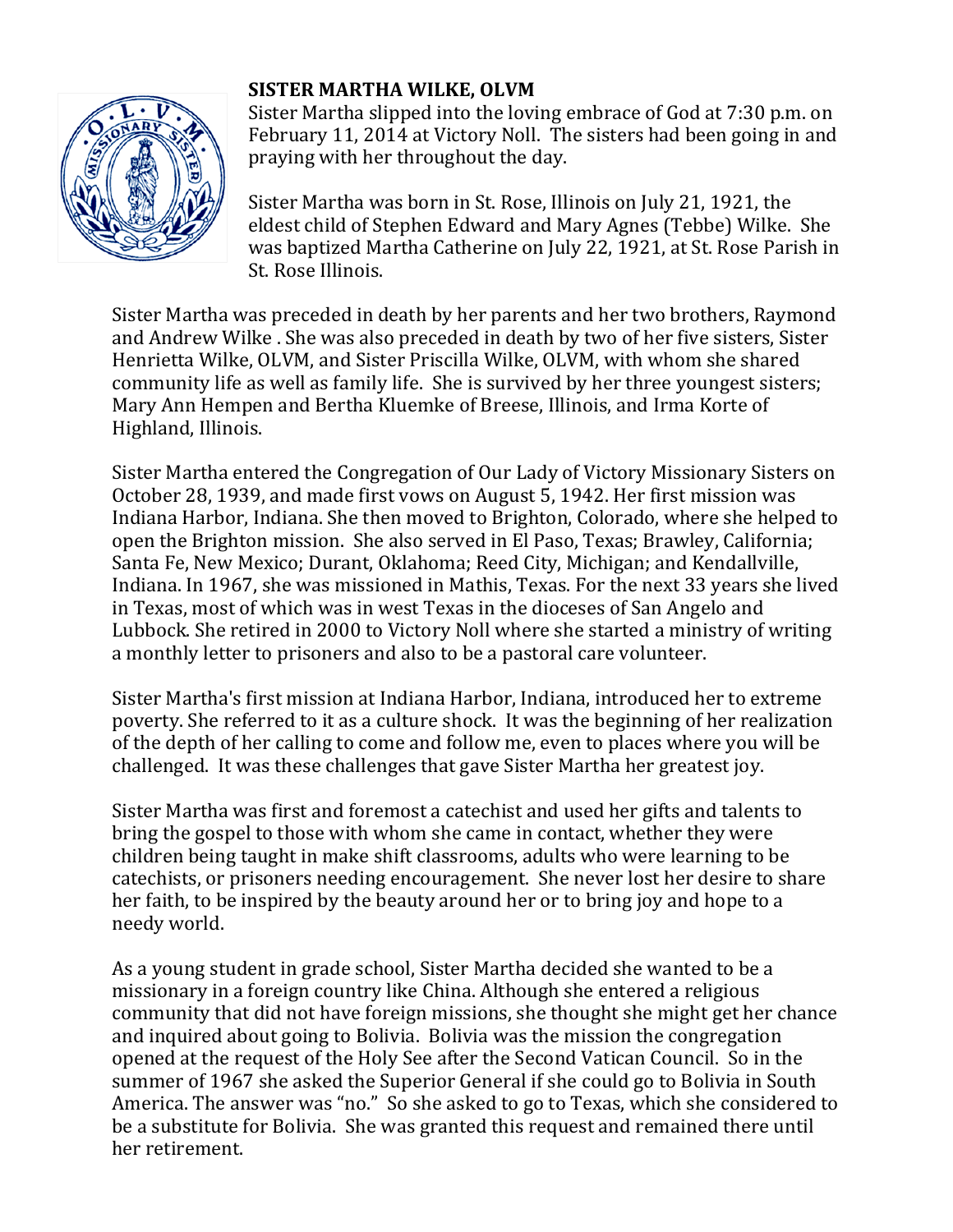## SISTER MARTHA WILKE, OLVM

Sister Martha slipped into the loving embrace of God at 7:30 p.m. on February 11, 2014 at Victory Noll. The sisters had been going in and praying with her throughout the day.

Sister Martha was born in St. Rose, Illinois on July 21, 1921, the eldest child of Stephen Edward and Mary Agnes (Tebbe) Wilke. She was baptized Martha Catherine on July 22, 1921, at St. Rose Parish in St. Rose Illinois.

Sister Martha was preceded in death by her parents and her two brothers, Raymond and Andrew Wilke . She was also preceded in death by two of her five sisters, Sister Henrietta Wilke, OLVM, and Sister Priscilla Wilke, OLVM, with whom she shared community life as well as family life. She is survived by her three youngest sisters; Mary Ann Hempen and Bertha Kluemke of Breese, Illinois, and Irma Korte of Highland, Illinois.

Sister Martha entered the Congregation of Our Lady of Victory Missionary Sisters on October 28, 1939, and made first vows on August 5, 1942. Her first mission was Indiana Harbor, Indiana. She then moved to Brighton, Colorado, where she helped to open the Brighton mission. She also served in El Paso, Texas; Brawley, California; Santa Fe, New Mexico; Durant, Oklahoma; Reed City, Michigan; and Kendallville, Indiana. In 1967, she was missioned in Mathis, Texas. For the next 33 years she lived in Texas, most of which was in west Texas in the dioceses of San Angelo and Lubbock. She retired in 2000 to Victory Noll where she started a ministry of writing a monthly letter to prisoners and also to be a pastoral care volunteer.

Sister Martha's first mission at Indiana Harbor, Indiana, introduced her to extreme poverty. She referred to it as a culture shock. It was the beginning of her realization of the depth of her calling to come and follow me, even to places where you will be challenged. It was these challenges that gave Sister Martha her greatest joy.

Sister Martha was first and foremost a catechist and used her gifts and talents to bring the gospel to those with whom she came in contact, whether they were children being taught in make shift classrooms, adults who were learning to be catechists, or prisoners needing encouragement. She never lost her desire to share her faith, to be inspired by the beauty around her or to bring joy and hope to a needy world.

As a young student in grade school, Sister Martha decided she wanted to be a missionary in a foreign country like China. Although she entered a religious community that did not have foreign missions, she thought she might get her chance and inquired about going to Bolivia. Bolivia was the mission the congregation opened at the request of the Holy See after the Second Vatican Council. So in the summer of 1967 she asked the Superior General if she could go to Bolivia in South America. The answer was "no." So she asked to go to Texas, which she considered to be a substitute for Bolivia. She was granted this request and remained there until her retirement.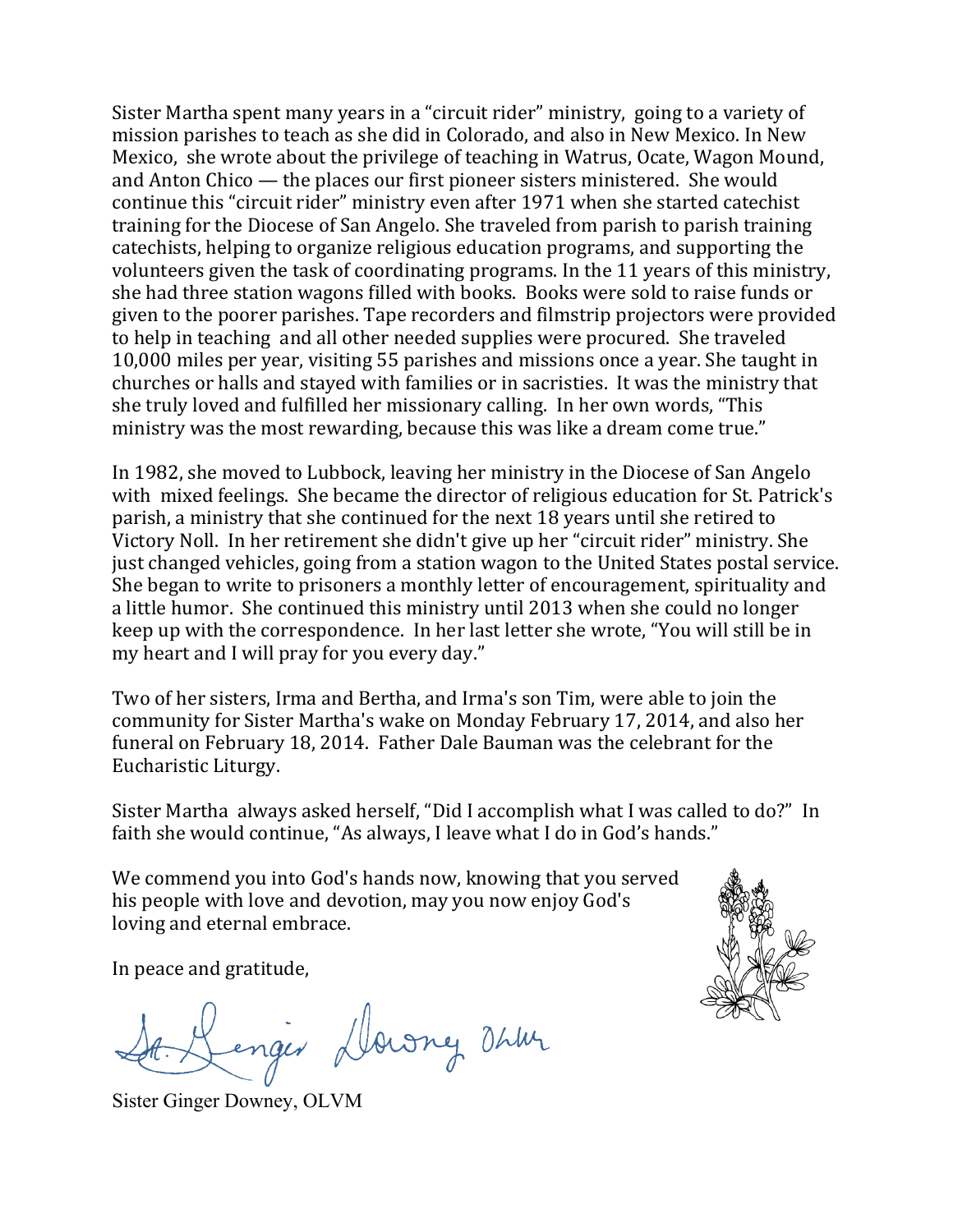Sister Martha spent many years in a "circuit rider" ministry, going to a variety of mission parishes to teach as she did in Colorado, and also in New Mexico. In New Mexico, she wrote about the privilege of teaching in Watrus, Ocate, Wagon Mound, and Anton Chico — the places our first pioneer sisters ministered. She would continue this "circuit rider" ministry even after 1971 when she started catechist training for the Diocese of San Angelo. She traveled from parish to parish training catechists, helping to organize religious education programs, and supporting the volunteers given the task of coordinating programs. In the 11 years of this ministry, she had three station wagons filled with books. Books were sold to raise funds or given to the poorer parishes. Tape recorders and filmstrip projectors were provided to help in teaching and all other needed supplies were procured. She traveled 10,000 miles per year, visiting 55 parishes and missions once a year. She taught in churches or halls and stayed with families or in sacristies. It was the ministry that she truly loved and fulfilled her missionary calling. In her own words, "This ministry was the most rewarding, because this was like a dream come true."

In 1982, she moved to Lubbock, leaving her ministry in the Diocese of San Angelo with mixed feelings. She became the director of religious education for St. Patrick's parish, a ministry that she continued for the next 18 years until she retired to Victory Noll. In her retirement she didn't give up her "circuit rider" ministry. She just changed vehicles, going from a station wagon to the United States postal service. She began to write to prisoners a monthly letter of encouragement, spirituality and a little humor. She continued this ministry until 2013 when she could no longer keep up with the correspondence. In her last letter she wrote, "You will still be in my heart and I will pray for you every day."

Two of her sisters, Irma and Bertha, and Irma's son Tim, were able to join the community for Sister Martha's wake on Monday February 17, 2014, and also her funeral on February 18, 2014. Father Dale Bauman was the celebrant for the Eucharistic Liturgy.

Sister Martha always asked herself, "Did I accomplish what I was called to do?" In faith she would continue, "As always, I leave what I do in God's hands."

We commend you into God's hands now, knowing that you served his people with love and devotion, may you now enjoy God's loving and eternal embrace.

In peace and gratitude,

Sr. Ginger Downey OLVM

Sister Ginger Downey, OLVM